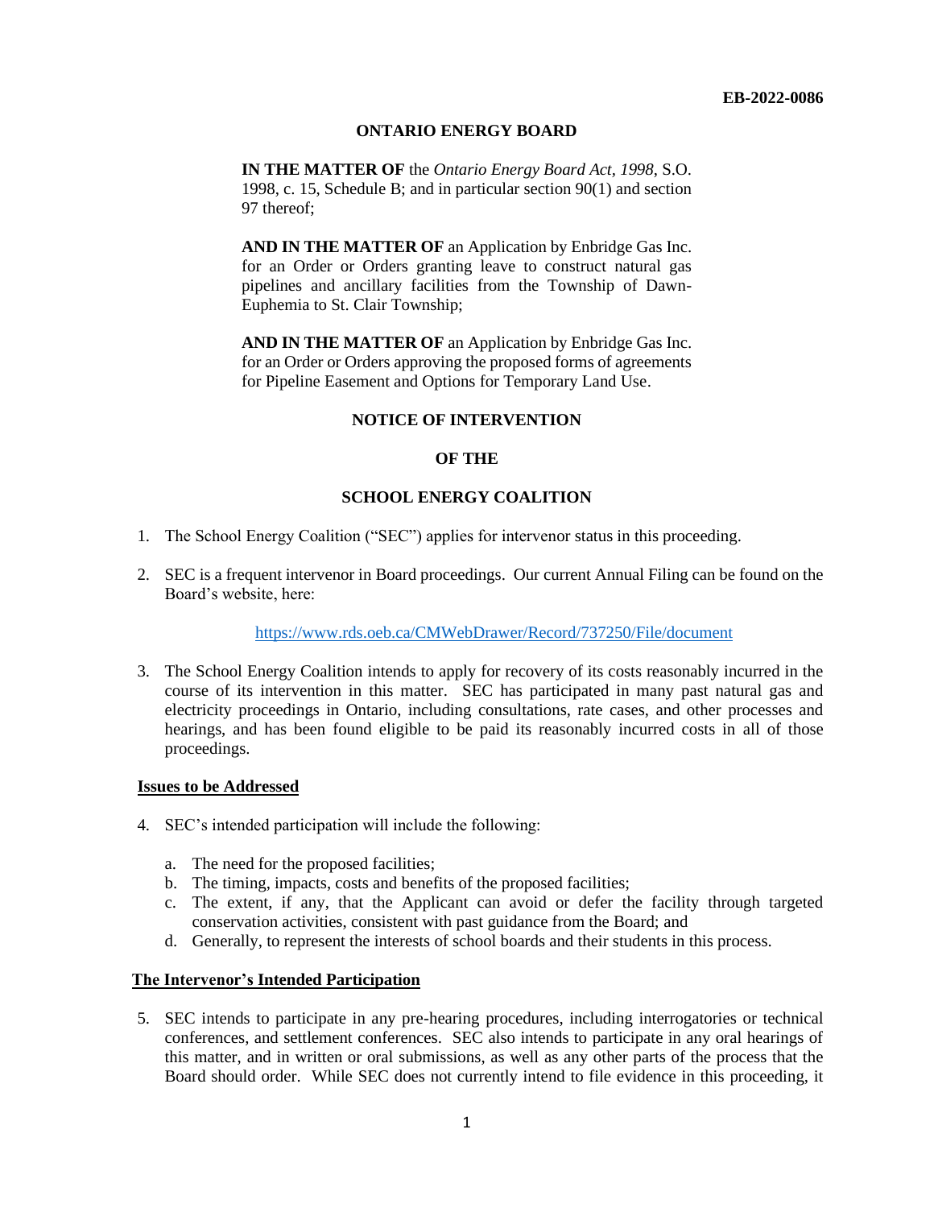**EB-2022-0086**

**ONTARIO ENERGY BOARD**

**IN THE MATTER OF** the *Ontario Energy Board Act, 1998*, S.O. 1998, c. 15, Schedule B; and in particular section 90(1) and section 97 thereof;

**AND IN THE MATTER OF** an Application by Enbridge Gas Inc. for an Order or Orders granting leave to construct natural gas pipelines and ancillary facilities from the Township of Dawn-Euphemia to St. Clair Township;

**AND IN THE MATTER OF** an Application by Enbridge Gas Inc. for an Order or Orders approving the proposed forms of agreements for Pipeline Easement and Options for Temporary Land Use.

**NOTICE OF INTERVENTION**

**OF THE**

**SCHOOL ENERGY COALITION**

1. The School Energy Coalition ("SEC") applies for intervenor status in this proceeding.

2. SEC is a frequent intervenor in Board proceedings. Our current Annual Filing can be found on the Board's website, here:

   https://www.rds.oeb.ca/CMWebDrawer/Record/737250/File/document

3. The School Energy Coalition intends to apply for recovery of its costs reasonably incurred in the course of its intervention in this matter. SEC has participated in many past natural gas and electricity proceedings in Ontario, including consultations, rate cases, and other processes and hearings, and has been found eligible to be paid its reasonably incurred costs in all of those proceedings.

**Issues to be Addressed**

4. SEC's intended participation will include the following:

   a. The need for the proposed facilities;
   b. The timing, impacts, costs and benefits of the proposed facilities;
   c. The extent, if any, that the Applicant can avoid or defer the facility through targeted conservation activities, consistent with past guidance from the Board; and
   d. Generally, to represent the interests of school boards and their students in this process.

**The Intervenor's Intended Participation**

5. SEC intends to participate in any pre-hearing procedures, including interrogatories or technical conferences, and settlement conferences. SEC also intends to participate in any oral hearings of this matter, and in written or oral submissions, as well as any other parts of the process that the Board should order. While SEC does not currently intend to file evidence in this proceeding, it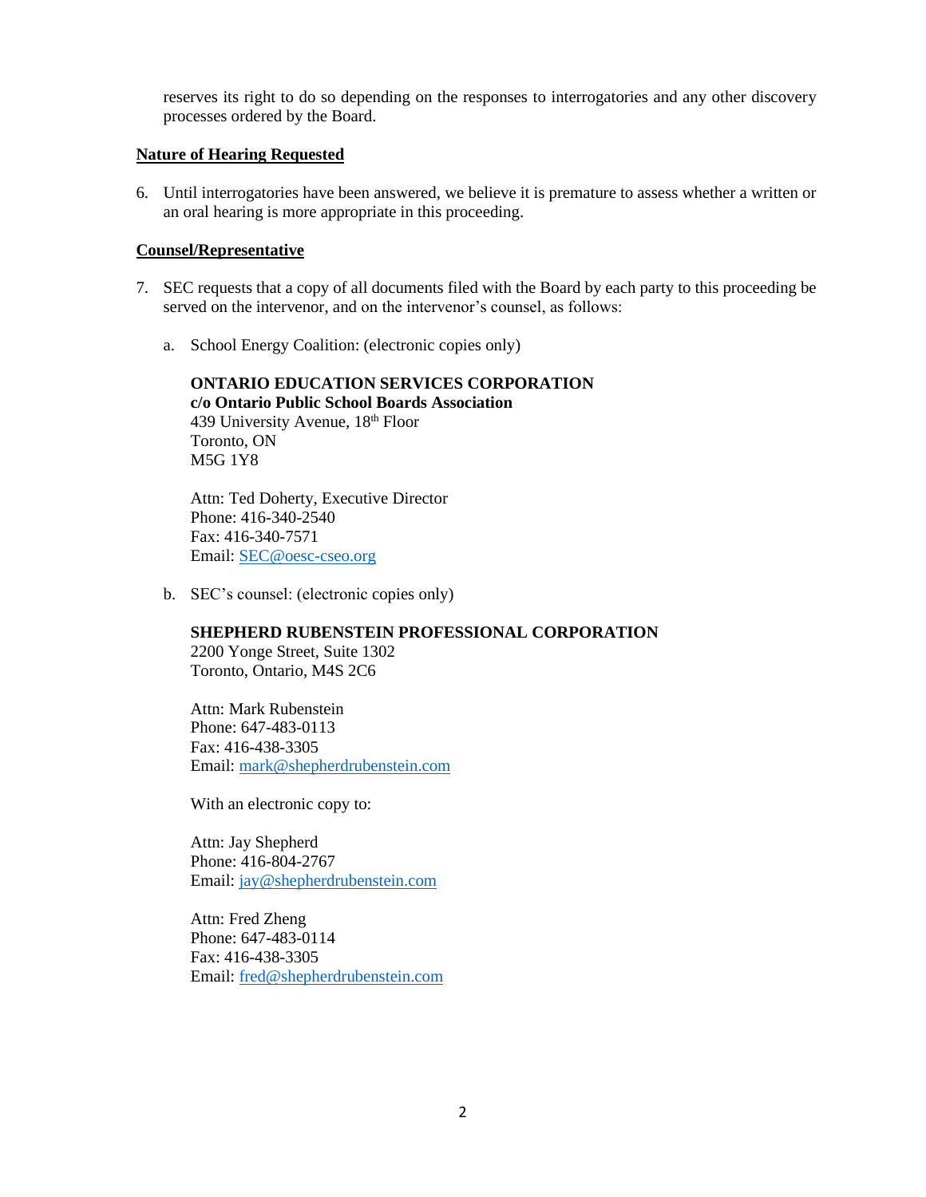reserves its right to do so depending on the responses to interrogatories and any other discovery processes ordered by the Board.

**Nature of Hearing Requested**

6. Until interrogatories have been answered, we believe it is premature to assess whether a written or an oral hearing is more appropriate in this proceeding.

**Counsel/Representative**

7. SEC requests that a copy of all documents filed with the Board by each party to this proceeding be served on the intervenor, and on the intervenor's counsel, as follows:

   a. School Energy Coalition: (electronic copies only)

      **ONTARIO EDUCATION SERVICES CORPORATION**
      **c/o Ontario Public School Boards Association**
      439 University Avenue, 18th Floor
      Toronto, ON
      M5G 1Y8

      Attn: Ted Doherty, Executive Director
      Phone: 416-340-2540
      Fax: 416-340-7571
      Email: SEC@oesc-cseo.org

   b. SEC's counsel: (electronic copies only)

      **SHEPHERD RUBENSTEIN PROFESSIONAL CORPORATION**
      2200 Yonge Street, Suite 1302
      Toronto, Ontario, M4S 2C6

      Attn: Mark Rubenstein
      Phone: 647-483-0113
      Fax: 416-438-3305
      Email: mark@shepherdrubenstein.com

      With an electronic copy to:

      Attn: Jay Shepherd
      Phone: 416-804-2767
      Email: jay@shepherdrubenstein.com

      Attn: Fred Zheng
      Phone: 647-483-0114
      Fax: 416-438-3305
      Email: fred@shepherdrubenstein.com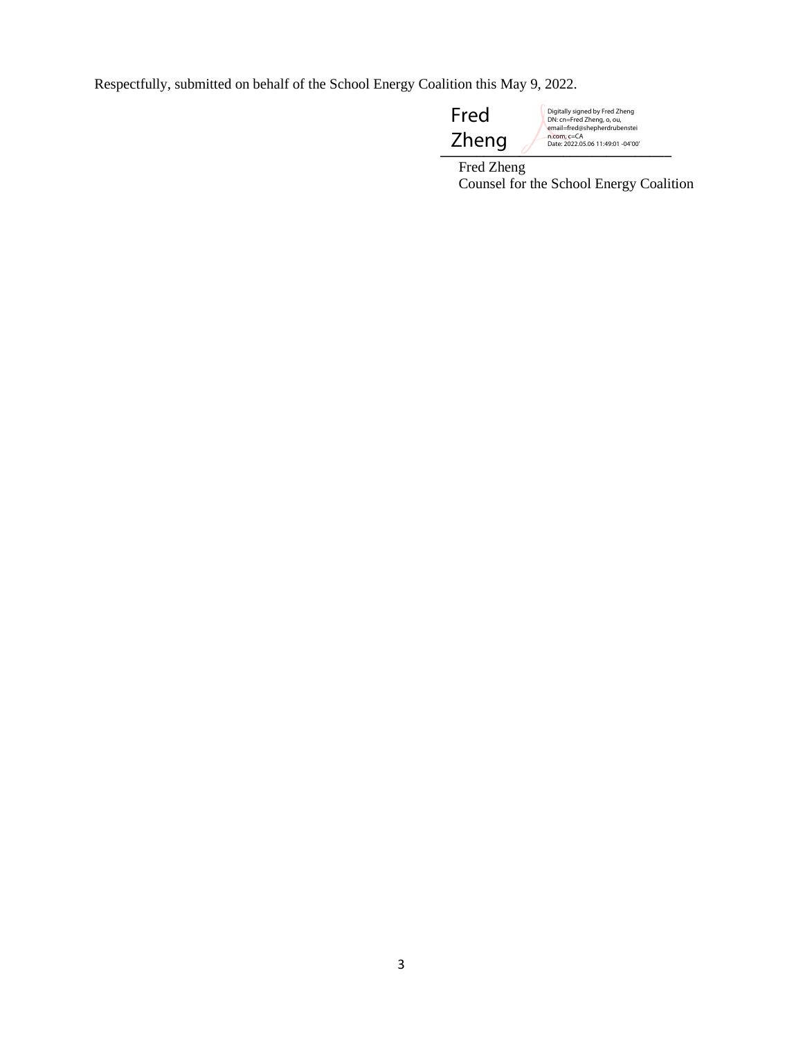Respectfully, submitted on behalf of the School Energy Coalition this May 9, 2022.

Fred Zheng

Digitally signed by Fred Zheng
DN: cn=Fred Zheng, o, ou, email=fred@shepherdrubenstein.com, c=CA
Date: 2022.05.06 11:49:01 -04'00'

Fred Zheng
Counsel for the School Energy Coalition